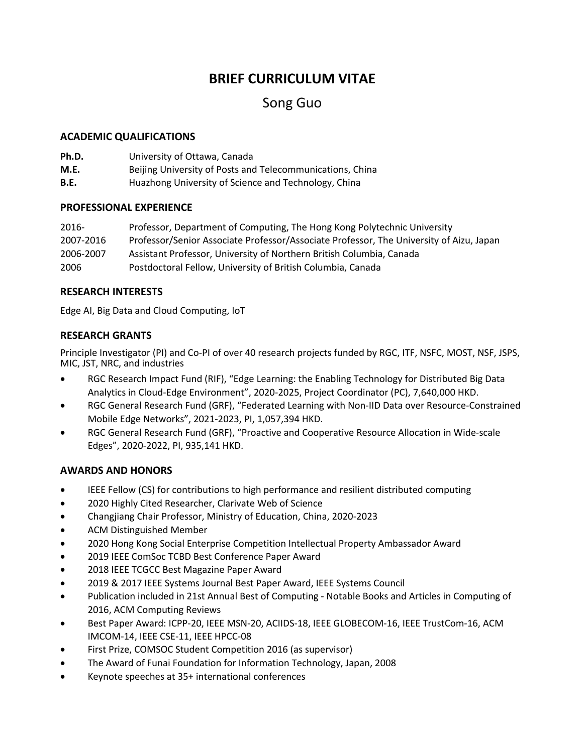# BRIEF CURRICULUM VITAE

## Song Guo

### ACADEMIC QUALIFICATIONS

| | |
|---|---|
| **Ph.D.** | University of Ottawa, Canada |
| **M.E.** | Beijing University of Posts and Telecommunications, China |
| **B.E.** | Huazhong University of Science and Technology, China |

### PROFESSIONAL EXPERIENCE

| | |
|---|---|
| 2016- | Professor, Department of Computing, The Hong Kong Polytechnic University |
| 2007-2016 | Professor/Senior Associate Professor/Associate Professor, The University of Aizu, Japan |
| 2006-2007 | Assistant Professor, University of Northern British Columbia, Canada |
| 2006 | Postdoctoral Fellow, University of British Columbia, Canada |

### RESEARCH INTERESTS

Edge AI, Big Data and Cloud Computing, IoT

### RESEARCH GRANTS

Principle Investigator (PI) and Co-PI of over 40 research projects funded by RGC, ITF, NSFC, MOST, NSF, JSPS, MIC, JST, NRC, and industries

- RGC Research Impact Fund (RIF), "Edge Learning: the Enabling Technology for Distributed Big Data Analytics in Cloud-Edge Environment", 2020-2025, Project Coordinator (PC), 7,640,000 HKD.
- RGC General Research Fund (GRF), "Federated Learning with Non-IID Data over Resource-Constrained Mobile Edge Networks", 2021-2023, PI, 1,057,394 HKD.
- RGC General Research Fund (GRF), "Proactive and Cooperative Resource Allocation in Wide-scale Edges", 2020-2022, PI, 935,141 HKD.

### AWARDS AND HONORS

- IEEE Fellow (CS) for contributions to high performance and resilient distributed computing
- 2020 Highly Cited Researcher, Clarivate Web of Science
- Changjiang Chair Professor, Ministry of Education, China, 2020-2023
- ACM Distinguished Member
- 2020 Hong Kong Social Enterprise Competition Intellectual Property Ambassador Award
- 2019 IEEE ComSoc TCBD Best Conference Paper Award
- 2018 IEEE TCGCC Best Magazine Paper Award
- 2019 & 2017 IEEE Systems Journal Best Paper Award, IEEE Systems Council
- Publication included in 21st Annual Best of Computing - Notable Books and Articles in Computing of 2016, ACM Computing Reviews
- Best Paper Award: ICPP-20, IEEE MSN-20, ACIIDS-18, IEEE GLOBECOM-16, IEEE TrustCom-16, ACM IMCOM-14, IEEE CSE-11, IEEE HPCC-08
- First Prize, COMSOC Student Competition 2016 (as supervisor)
- The Award of Funai Foundation for Information Technology, Japan, 2008
- Keynote speeches at 35+ international conferences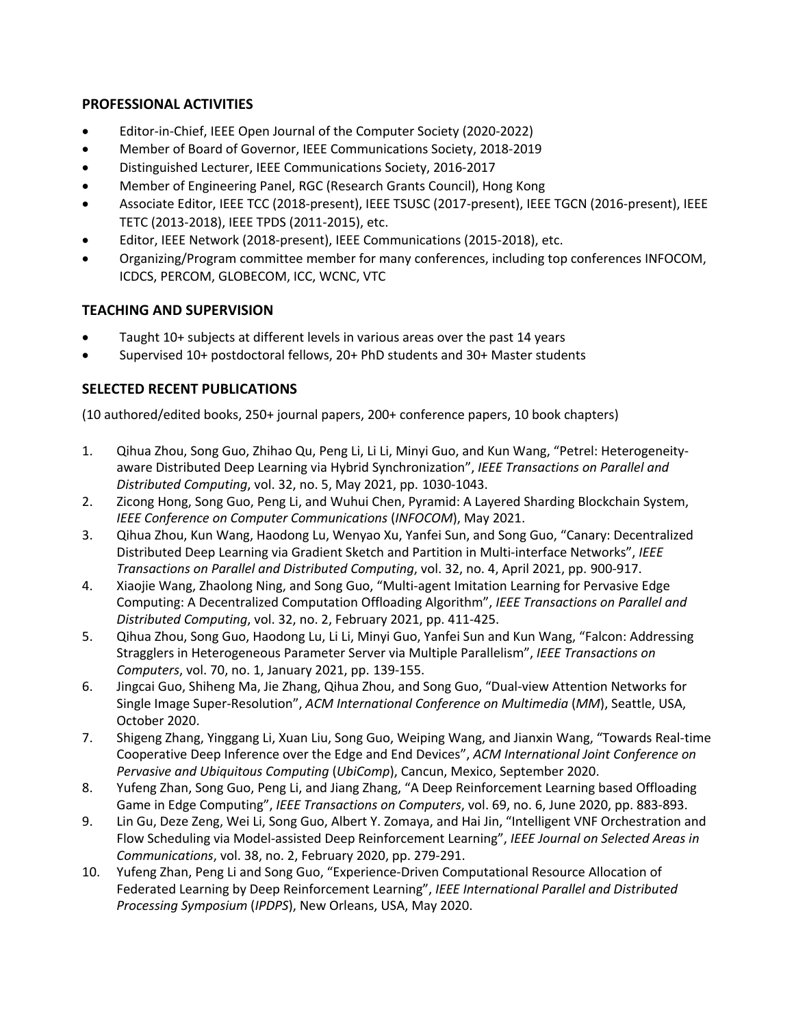## PROFESSIONAL ACTIVITIES

- Editor-in-Chief, IEEE Open Journal of the Computer Society (2020-2022)
- Member of Board of Governor, IEEE Communications Society, 2018-2019
- Distinguished Lecturer, IEEE Communications Society, 2016-2017
- Member of Engineering Panel, RGC (Research Grants Council), Hong Kong
- Associate Editor, IEEE TCC (2018-present), IEEE TSUSC (2017-present), IEEE TGCN (2016-present), IEEE TETC (2013-2018), IEEE TPDS (2011-2015), etc.
- Editor, IEEE Network (2018-present), IEEE Communications (2015-2018), etc.
- Organizing/Program committee member for many conferences, including top conferences INFOCOM, ICDCS, PERCOM, GLOBECOM, ICC, WCNC, VTC

## TEACHING AND SUPERVISION

- Taught 10+ subjects at different levels in various areas over the past 14 years
- Supervised 10+ postdoctoral fellows, 20+ PhD students and 30+ Master students

## SELECTED RECENT PUBLICATIONS

(10 authored/edited books, 250+ journal papers, 200+ conference papers, 10 book chapters)

1. Qihua Zhou, Song Guo, Zhihao Qu, Peng Li, Li Li, Minyi Guo, and Kun Wang, "Petrel: Heterogeneity-aware Distributed Deep Learning via Hybrid Synchronization", *IEEE Transactions on Parallel and Distributed Computing*, vol. 32, no. 5, May 2021, pp. 1030-1043.
2. Zicong Hong, Song Guo, Peng Li, and Wuhui Chen, Pyramid: A Layered Sharding Blockchain System, *IEEE Conference on Computer Communications* (*INFOCOM*), May 2021.
3. Qihua Zhou, Kun Wang, Haodong Lu, Wenyao Xu, Yanfei Sun, and Song Guo, "Canary: Decentralized Distributed Deep Learning via Gradient Sketch and Partition in Multi-interface Networks", *IEEE Transactions on Parallel and Distributed Computing*, vol. 32, no. 4, April 2021, pp. 900-917.
4. Xiaojie Wang, Zhaolong Ning, and Song Guo, "Multi-agent Imitation Learning for Pervasive Edge Computing: A Decentralized Computation Offloading Algorithm", *IEEE Transactions on Parallel and Distributed Computing*, vol. 32, no. 2, February 2021, pp. 411-425.
5. Qihua Zhou, Song Guo, Haodong Lu, Li Li, Minyi Guo, Yanfei Sun and Kun Wang, "Falcon: Addressing Stragglers in Heterogeneous Parameter Server via Multiple Parallelism", *IEEE Transactions on Computers*, vol. 70, no. 1, January 2021, pp. 139-155.
6. Jingcai Guo, Shiheng Ma, Jie Zhang, Qihua Zhou, and Song Guo, "Dual-view Attention Networks for Single Image Super-Resolution", *ACM International Conference on Multimedia* (*MM*), Seattle, USA, October 2020.
7. Shigeng Zhang, Yinggang Li, Xuan Liu, Song Guo, Weiping Wang, and Jianxin Wang, "Towards Real-time Cooperative Deep Inference over the Edge and End Devices", *ACM International Joint Conference on Pervasive and Ubiquitous Computing* (*UbiComp*), Cancun, Mexico, September 2020.
8. Yufeng Zhan, Song Guo, Peng Li, and Jiang Zhang, "A Deep Reinforcement Learning based Offloading Game in Edge Computing", *IEEE Transactions on Computers*, vol. 69, no. 6, June 2020, pp. 883-893.
9. Lin Gu, Deze Zeng, Wei Li, Song Guo, Albert Y. Zomaya, and Hai Jin, "Intelligent VNF Orchestration and Flow Scheduling via Model-assisted Deep Reinforcement Learning", *IEEE Journal on Selected Areas in Communications*, vol. 38, no. 2, February 2020, pp. 279-291.
10. Yufeng Zhan, Peng Li and Song Guo, "Experience-Driven Computational Resource Allocation of Federated Learning by Deep Reinforcement Learning", *IEEE International Parallel and Distributed Processing Symposium* (*IPDPS*), New Orleans, USA, May 2020.